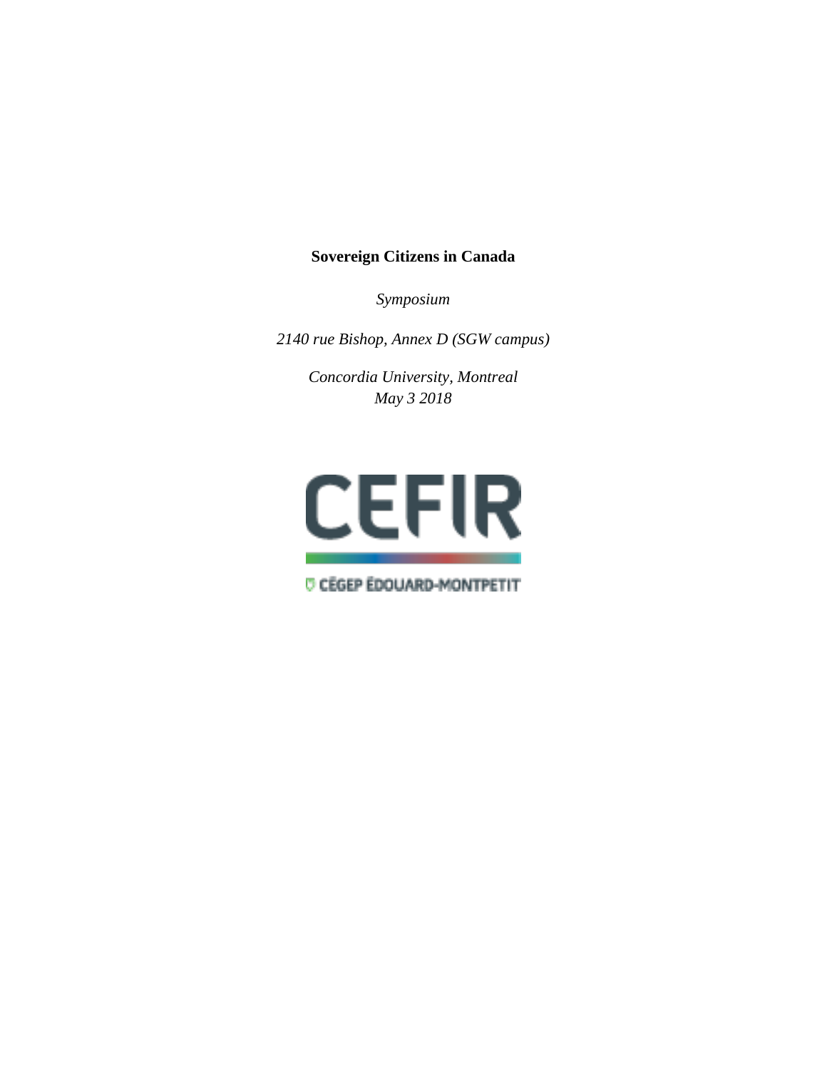# Sovereign Citizens in Canada

*Symposium*

*2140 rue Bishop, Annex D (SGW campus)*

*Concordia University, Montreal*
*May 3 2018*

CEFIR

CÉGEP ÉDOUARD-MONTPETIT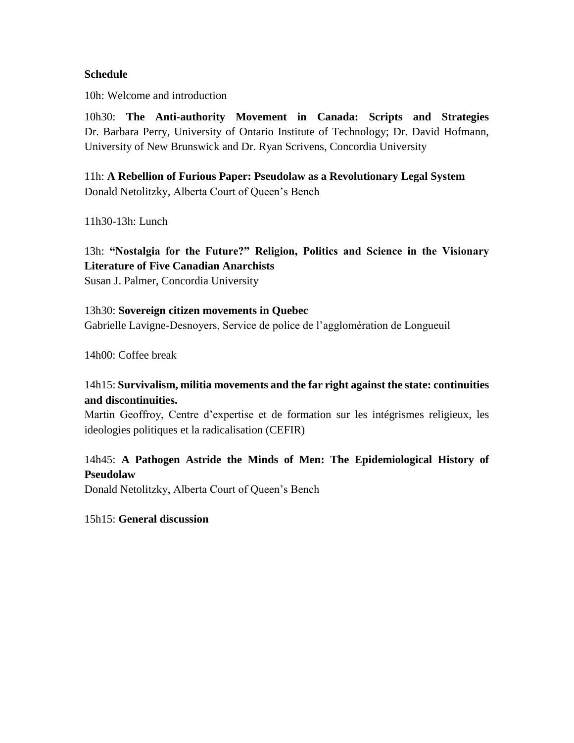**Schedule**

10h: Welcome and introduction

10h30: **The Anti-authority Movement in Canada: Scripts and Strategies** Dr. Barbara Perry, University of Ontario Institute of Technology; Dr. David Hofmann, University of New Brunswick and Dr. Ryan Scrivens, Concordia University

11h: **A Rebellion of Furious Paper: Pseudolaw as a Revolutionary Legal System**
Donald Netolitzky, Alberta Court of Queen's Bench

11h30-13h: Lunch

13h: **"Nostalgia for the Future?" Religion, Politics and Science in the Visionary Literature of Five Canadian Anarchists**
Susan J. Palmer, Concordia University

13h30: **Sovereign citizen movements in Quebec**
Gabrielle Lavigne-Desnoyers, Service de police de l'agglomération de Longueuil

14h00: Coffee break

14h15: **Survivalism, militia movements and the far right against the state: continuities and discontinuities.**
Martin Geoffroy, Centre d'expertise et de formation sur les intégrismes religieux, les ideologies politiques et la radicalisation (CEFIR)

14h45: **A Pathogen Astride the Minds of Men: The Epidemiological History of Pseudolaw**
Donald Netolitzky, Alberta Court of Queen's Bench

15h15: **General discussion**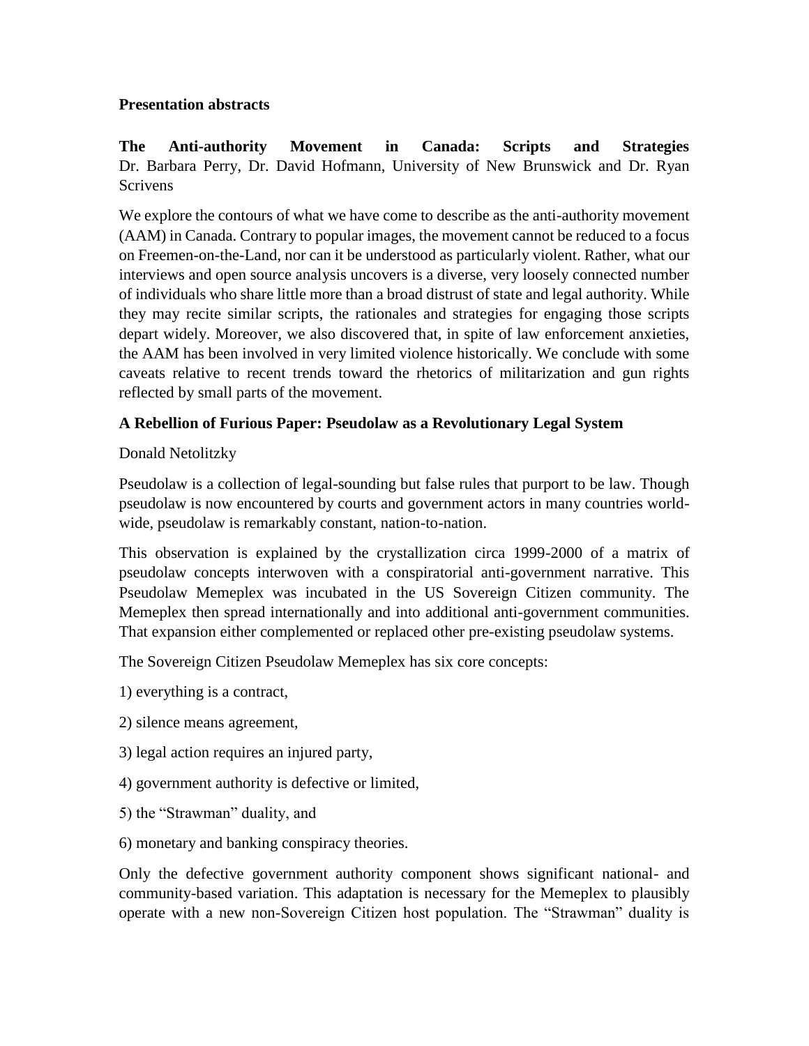**Presentation abstracts**

**The Anti-authority Movement in Canada: Scripts and Strategies**
Dr. Barbara Perry, Dr. David Hofmann, University of New Brunswick and Dr. Ryan Scrivens

We explore the contours of what we have come to describe as the anti-authority movement (AAM) in Canada. Contrary to popular images, the movement cannot be reduced to a focus on Freemen-on-the-Land, nor can it be understood as particularly violent. Rather, what our interviews and open source analysis uncovers is a diverse, very loosely connected number of individuals who share little more than a broad distrust of state and legal authority. While they may recite similar scripts, the rationales and strategies for engaging those scripts depart widely. Moreover, we also discovered that, in spite of law enforcement anxieties, the AAM has been involved in very limited violence historically. We conclude with some caveats relative to recent trends toward the rhetorics of militarization and gun rights reflected by small parts of the movement.

**A Rebellion of Furious Paper: Pseudolaw as a Revolutionary Legal System**

Donald Netolitzky

Pseudolaw is a collection of legal-sounding but false rules that purport to be law. Though pseudolaw is now encountered by courts and government actors in many countries world-wide, pseudolaw is remarkably constant, nation-to-nation.

This observation is explained by the crystallization circa 1999-2000 of a matrix of pseudolaw concepts interwoven with a conspiratorial anti-government narrative. This Pseudolaw Memeplex was incubated in the US Sovereign Citizen community. The Memeplex then spread internationally and into additional anti-government communities. That expansion either complemented or replaced other pre-existing pseudolaw systems.

The Sovereign Citizen Pseudolaw Memeplex has six core concepts:

1) everything is a contract,

2) silence means agreement,

3) legal action requires an injured party,

4) government authority is defective or limited,

5) the "Strawman" duality, and

6) monetary and banking conspiracy theories.

Only the defective government authority component shows significant national- and community-based variation. This adaptation is necessary for the Memeplex to plausibly operate with a new non-Sovereign Citizen host population. The "Strawman" duality is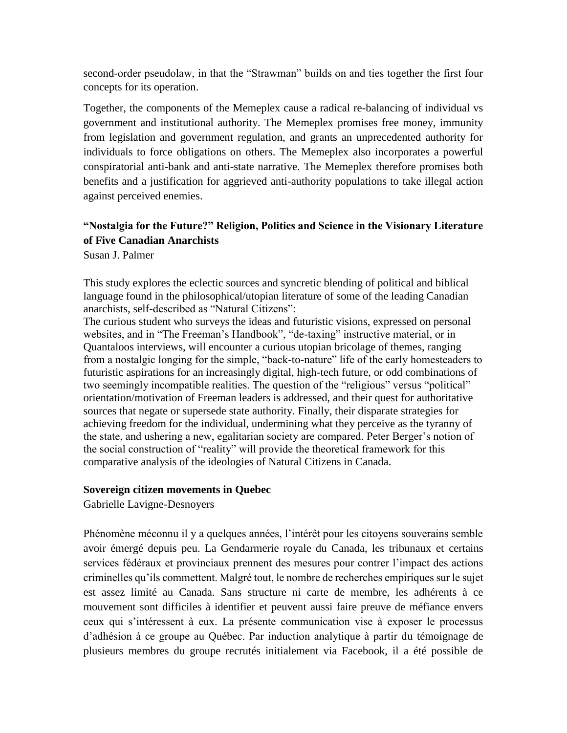second-order pseudolaw, in that the "Strawman" builds on and ties together the first four concepts for its operation.

Together, the components of the Memeplex cause a radical re-balancing of individual vs government and institutional authority. The Memeplex promises free money, immunity from legislation and government regulation, and grants an unprecedented authority for individuals to force obligations on others. The Memeplex also incorporates a powerful conspiratorial anti-bank and anti-state narrative. The Memeplex therefore promises both benefits and a justification for aggrieved anti-authority populations to take illegal action against perceived enemies.

### "Nostalgia for the Future?" Religion, Politics and Science in the Visionary Literature of Five Canadian Anarchists

Susan J. Palmer

This study explores the eclectic sources and syncretic blending of political and biblical language found in the philosophical/utopian literature of some of the leading Canadian anarchists, self-described as "Natural Citizens":

The curious student who surveys the ideas and futuristic visions, expressed on personal websites, and in "The Freeman's Handbook", "de-taxing" instructive material, or in Quantaloos interviews, will encounter a curious utopian bricolage of themes, ranging from a nostalgic longing for the simple, "back-to-nature" life of the early homesteaders to futuristic aspirations for an increasingly digital, high-tech future, or odd combinations of two seemingly incompatible realities. The question of the "religious" versus "political" orientation/motivation of Freeman leaders is addressed, and their quest for authoritative sources that negate or supersede state authority. Finally, their disparate strategies for achieving freedom for the individual, undermining what they perceive as the tyranny of the state, and ushering a new, egalitarian society are compared. Peter Berger's notion of the social construction of "reality" will provide the theoretical framework for this comparative analysis of the ideologies of Natural Citizens in Canada.

### Sovereign citizen movements in Quebec

Gabrielle Lavigne-Desnoyers

Phénomène méconnu il y a quelques années, l'intérêt pour les citoyens souverains semble avoir émergé depuis peu. La Gendarmerie royale du Canada, les tribunaux et certains services fédéraux et provinciaux prennent des mesures pour contrer l'impact des actions criminelles qu'ils commettent. Malgré tout, le nombre de recherches empiriques sur le sujet est assez limité au Canada. Sans structure ni carte de membre, les adhérents à ce mouvement sont difficiles à identifier et peuvent aussi faire preuve de méfiance envers ceux qui s'intéressent à eux. La présente communication vise à exposer le processus d'adhésion à ce groupe au Québec. Par induction analytique à partir du témoignage de plusieurs membres du groupe recrutés initialement via Facebook, il a été possible de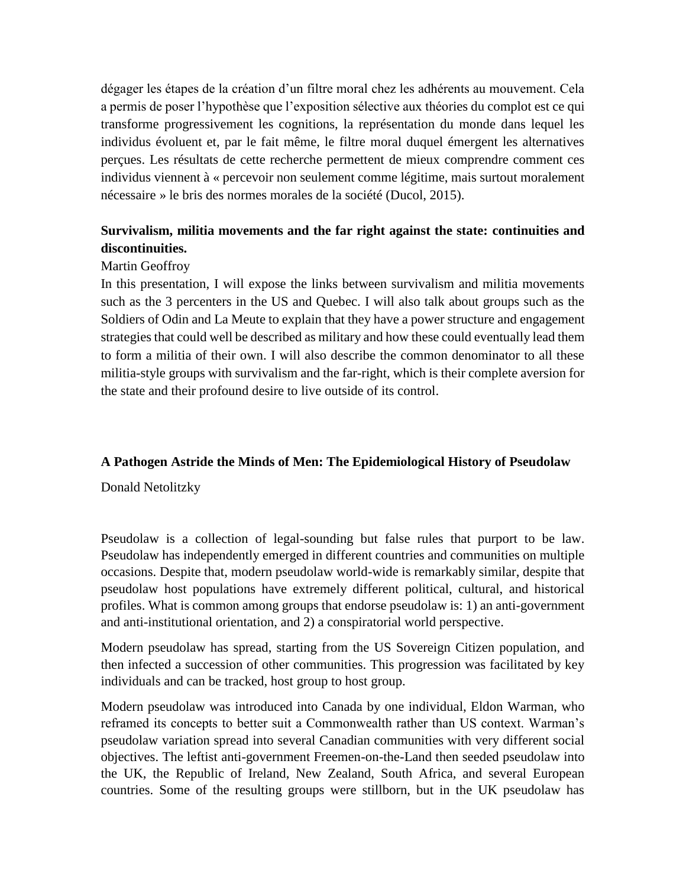dégager les étapes de la création d'un filtre moral chez les adhérents au mouvement. Cela a permis de poser l'hypothèse que l'exposition sélective aux théories du complot est ce qui transforme progressivement les cognitions, la représentation du monde dans lequel les individus évoluent et, par le fait même, le filtre moral duquel émergent les alternatives perçues. Les résultats de cette recherche permettent de mieux comprendre comment ces individus viennent à « percevoir non seulement comme légitime, mais surtout moralement nécessaire » le bris des normes morales de la société (Ducol, 2015).

**Survivalism, militia movements and the far right against the state: continuities and discontinuities.**

Martin Geoffroy

In this presentation, I will expose the links between survivalism and militia movements such as the 3 percenters in the US and Quebec. I will also talk about groups such as the Soldiers of Odin and La Meute to explain that they have a power structure and engagement strategies that could well be described as military and how these could eventually lead them to form a militia of their own. I will also describe the common denominator to all these militia-style groups with survivalism and the far-right, which is their complete aversion for the state and their profound desire to live outside of its control.

**A Pathogen Astride the Minds of Men: The Epidemiological History of Pseudolaw**

Donald Netolitzky

Pseudolaw is a collection of legal-sounding but false rules that purport to be law. Pseudolaw has independently emerged in different countries and communities on multiple occasions. Despite that, modern pseudolaw world-wide is remarkably similar, despite that pseudolaw host populations have extremely different political, cultural, and historical profiles. What is common among groups that endorse pseudolaw is: 1) an anti-government and anti-institutional orientation, and 2) a conspiratorial world perspective.

Modern pseudolaw has spread, starting from the US Sovereign Citizen population, and then infected a succession of other communities. This progression was facilitated by key individuals and can be tracked, host group to host group.

Modern pseudolaw was introduced into Canada by one individual, Eldon Warman, who reframed its concepts to better suit a Commonwealth rather than US context. Warman's pseudolaw variation spread into several Canadian communities with very different social objectives. The leftist anti-government Freemen-on-the-Land then seeded pseudolaw into the UK, the Republic of Ireland, New Zealand, South Africa, and several European countries. Some of the resulting groups were stillborn, but in the UK pseudolaw has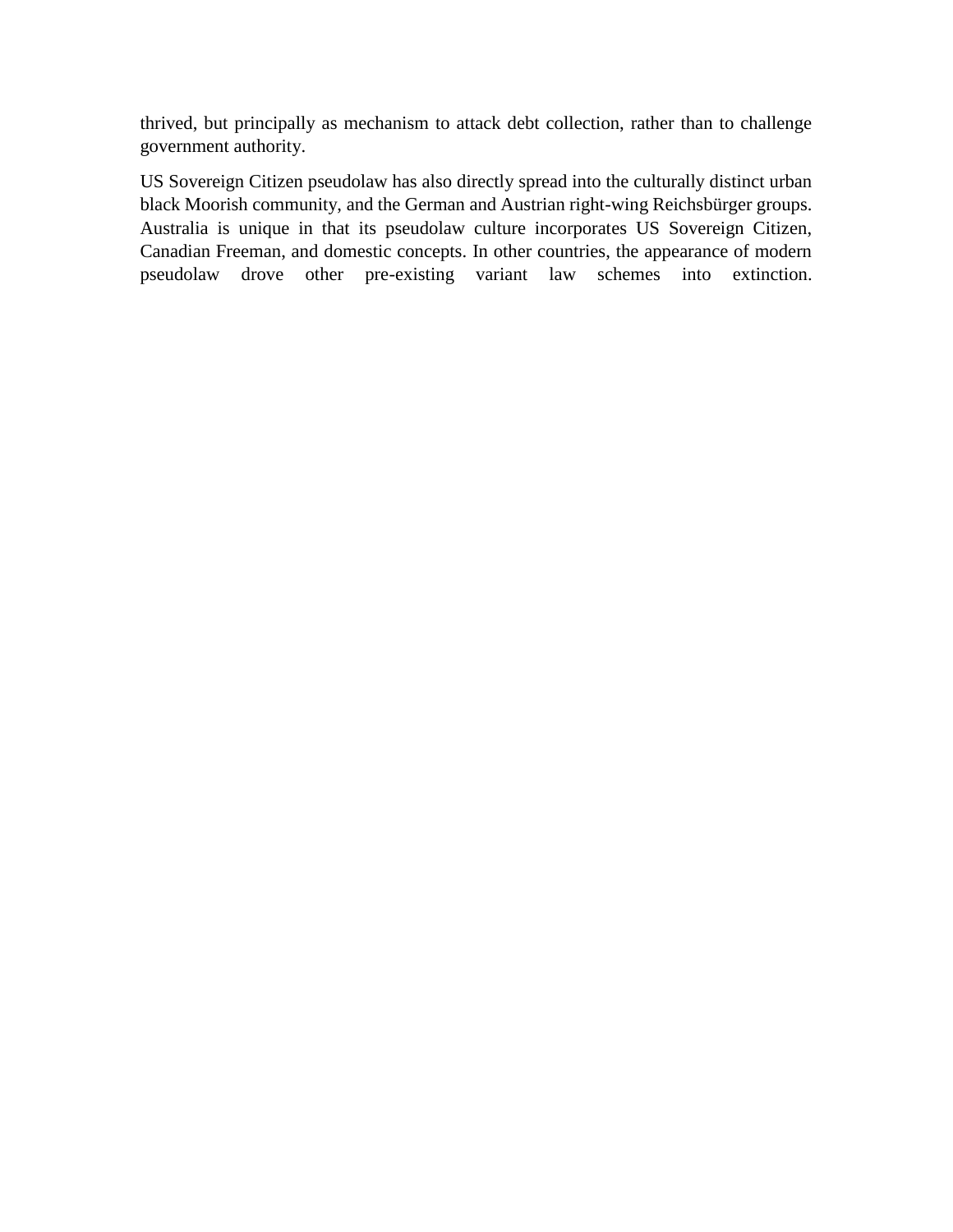thrived, but principally as mechanism to attack debt collection, rather than to challenge government authority.

US Sovereign Citizen pseudolaw has also directly spread into the culturally distinct urban black Moorish community, and the German and Austrian right-wing Reichsbürger groups. Australia is unique in that its pseudolaw culture incorporates US Sovereign Citizen, Canadian Freeman, and domestic concepts. In other countries, the appearance of modern pseudolaw drove other pre-existing variant law schemes into extinction.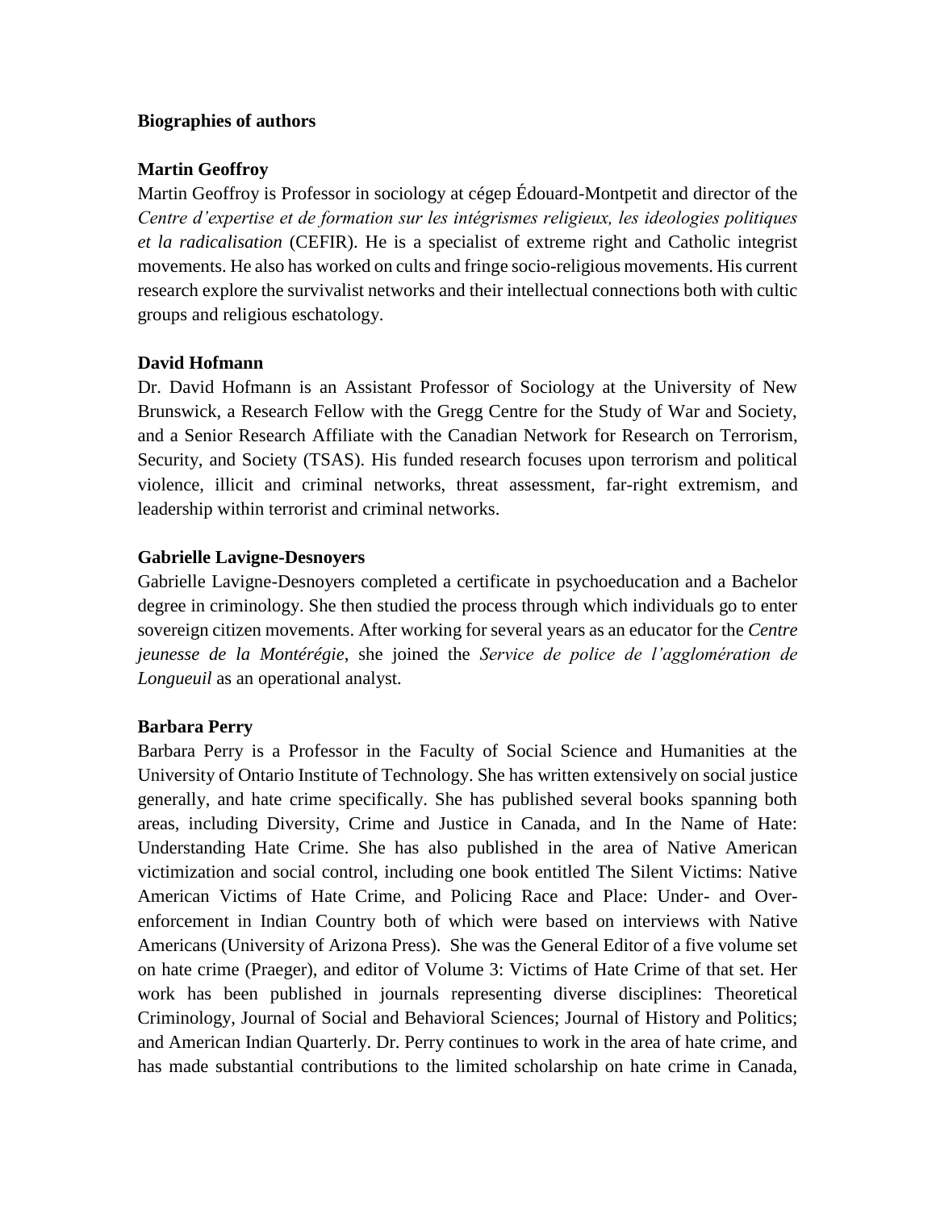## Biographies of authors

### Martin Geoffroy

Martin Geoffroy is Professor in sociology at cégep Édouard-Montpetit and director of the *Centre d'expertise et de formation sur les intégrismes religieux, les ideologies politiques et la radicalisation* (CEFIR). He is a specialist of extreme right and Catholic integrist movements. He also has worked on cults and fringe socio-religious movements. His current research explore the survivalist networks and their intellectual connections both with cultic groups and religious eschatology.

### David Hofmann

Dr. David Hofmann is an Assistant Professor of Sociology at the University of New Brunswick, a Research Fellow with the Gregg Centre for the Study of War and Society, and a Senior Research Affiliate with the Canadian Network for Research on Terrorism, Security, and Society (TSAS). His funded research focuses upon terrorism and political violence, illicit and criminal networks, threat assessment, far-right extremism, and leadership within terrorist and criminal networks.

### Gabrielle Lavigne-Desnoyers

Gabrielle Lavigne-Desnoyers completed a certificate in psychoeducation and a Bachelor degree in criminology. She then studied the process through which individuals go to enter sovereign citizen movements. After working for several years as an educator for the *Centre jeunesse de la Montérégie*, she joined the *Service de police de l'agglomération de Longueuil* as an operational analyst.

### Barbara Perry

Barbara Perry is a Professor in the Faculty of Social Science and Humanities at the University of Ontario Institute of Technology. She has written extensively on social justice generally, and hate crime specifically. She has published several books spanning both areas, including Diversity, Crime and Justice in Canada, and In the Name of Hate: Understanding Hate Crime. She has also published in the area of Native American victimization and social control, including one book entitled The Silent Victims: Native American Victims of Hate Crime, and Policing Race and Place: Under- and Over-enforcement in Indian Country both of which were based on interviews with Native Americans (University of Arizona Press). She was the General Editor of a five volume set on hate crime (Praeger), and editor of Volume 3: Victims of Hate Crime of that set. Her work has been published in journals representing diverse disciplines: Theoretical Criminology, Journal of Social and Behavioral Sciences; Journal of History and Politics; and American Indian Quarterly. Dr. Perry continues to work in the area of hate crime, and has made substantial contributions to the limited scholarship on hate crime in Canada,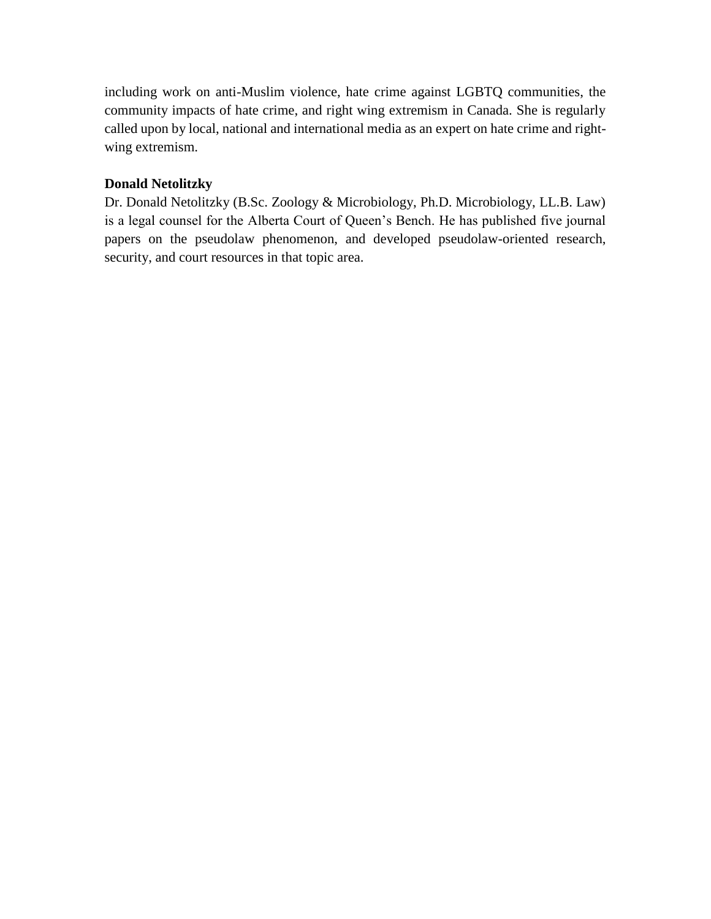including work on anti-Muslim violence, hate crime against LGBTQ communities, the community impacts of hate crime, and right wing extremism in Canada. She is regularly called upon by local, national and international media as an expert on hate crime and right-wing extremism.

**Donald Netolitzky**

Dr. Donald Netolitzky (B.Sc. Zoology & Microbiology, Ph.D. Microbiology, LL.B. Law) is a legal counsel for the Alberta Court of Queen's Bench. He has published five journal papers on the pseudolaw phenomenon, and developed pseudolaw-oriented research, security, and court resources in that topic area.